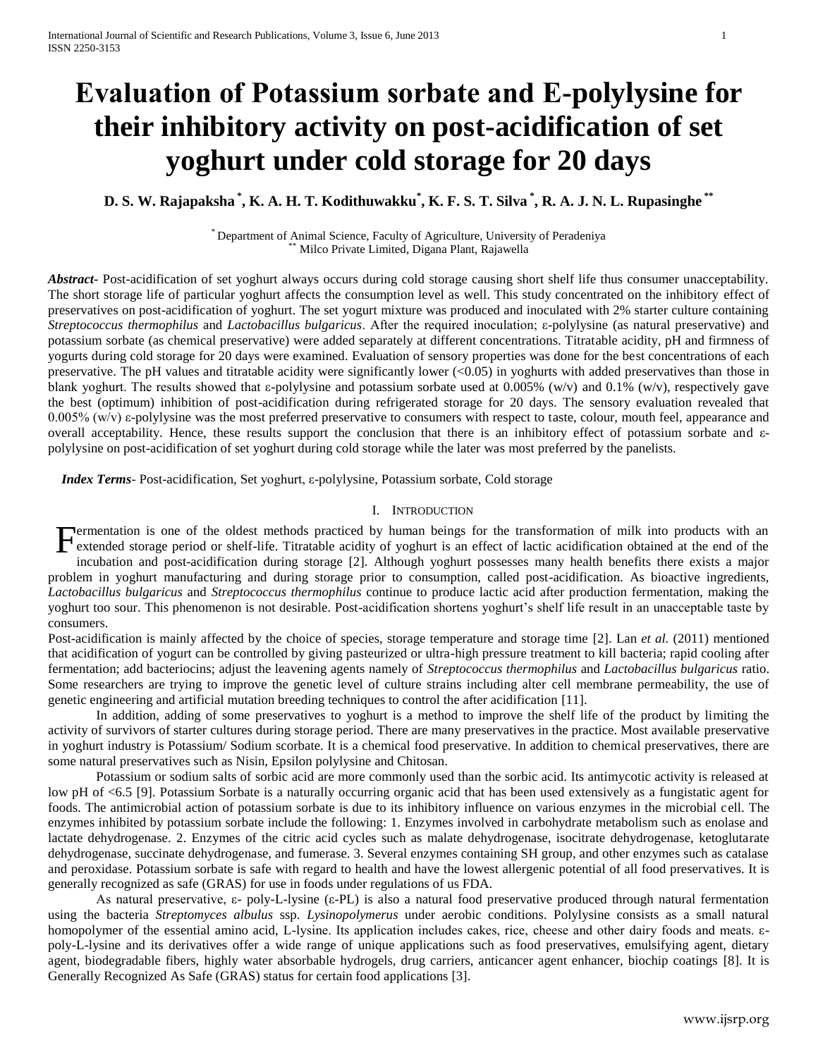# Evaluation of Potassium sorbate and E-polylysine for their inhibitory activity on post-acidification of set yoghurt under cold storage for 20 days

**D. S. W. Rajapaksha [*], K. A. H. T. Kodithuwakku[*], K. F. S. T. Silva [*], R. A. J. N. L. Rupasinghe [**]**

[*] Department of Animal Science, Faculty of Agriculture, University of Peradeniya
[**] Milco Private Limited, Digana Plant, Rajawella

***Abstract***- Post-acidification of set yoghurt always occurs during cold storage causing short shelf life thus consumer unacceptability. The short storage life of particular yoghurt affects the consumption level as well. This study concentrated on the inhibitory effect of preservatives on post-acidification of yoghurt. The set yogurt mixture was produced and inoculated with 2% starter culture containing *Streptococcus thermophilus* and *Lactobacillus bulgaricus*. After the required inoculation; ε-polylysine (as natural preservative) and potassium sorbate (as chemical preservative) were added separately at different concentrations. Titratable acidity, pH and firmness of yogurts during cold storage for 20 days were examined. Evaluation of sensory properties was done for the best concentrations of each preservative. The pH values and titratable acidity were significantly lower (<0.05) in yoghurts with added preservatives than those in blank yoghurt. The results showed that ε-polylysine and potassium sorbate used at 0.005% (w/v) and 0.1% (w/v), respectively gave the best (optimum) inhibition of post-acidification during refrigerated storage for 20 days. The sensory evaluation revealed that 0.005% (w/v) ε-polylysine was the most preferred preservative to consumers with respect to taste, colour, mouth feel, appearance and overall acceptability. Hence, these results support the conclusion that there is an inhibitory effect of potassium sorbate and ε-polylysine on post-acidification of set yoghurt during cold storage while the later was most preferred by the panelists.

***Index Terms***- Post-acidification, Set yoghurt, ε-polylysine, Potassium sorbate, Cold storage

## I. Introduction

Fermentation is one of the oldest methods practiced by human beings for the transformation of milk into products with an extended storage period or shelf-life. Titratable acidity of yoghurt is an effect of lactic acidification obtained at the end of the incubation and post-acidification during storage [2]. Although yoghurt possesses many health benefits there exists a major problem in yoghurt manufacturing and during storage prior to consumption, called post-acidification. As bioactive ingredients, *Lactobacillus bulgaricus* and *Streptococcus thermophilus* continue to produce lactic acid after production fermentation, making the yoghurt too sour. This phenomenon is not desirable. Post-acidification shortens yoghurt's shelf life result in an unacceptable taste by consumers.

Post-acidification is mainly affected by the choice of species, storage temperature and storage time [2]. Lan *et al.* (2011) mentioned that acidification of yogurt can be controlled by giving pasteurized or ultra-high pressure treatment to kill bacteria; rapid cooling after fermentation; add bacteriocins; adjust the leavening agents namely of *Streptococcus thermophilus* and *Lactobacillus bulgaricus* ratio. Some researchers are trying to improve the genetic level of culture strains including alter cell membrane permeability, the use of genetic engineering and artificial mutation breeding techniques to control the after acidification [11].

In addition, adding of some preservatives to yoghurt is a method to improve the shelf life of the product by limiting the activity of survivors of starter cultures during storage period. There are many preservatives in the practice. Most available preservative in yoghurt industry is Potassium/ Sodium scorbate. It is a chemical food preservative. In addition to chemical preservatives, there are some natural preservatives such as Nisin, Epsilon polylysine and Chitosan.

Potassium or sodium salts of sorbic acid are more commonly used than the sorbic acid. Its antimycotic activity is released at low pH of <6.5 [9]. Potassium Sorbate is a naturally occurring organic acid that has been used extensively as a fungistatic agent for foods. The antimicrobial action of potassium sorbate is due to its inhibitory influence on various enzymes in the microbial cell. The enzymes inhibited by potassium sorbate include the following: 1. Enzymes involved in carbohydrate metabolism such as enolase and lactate dehydrogenase. 2. Enzymes of the citric acid cycles such as malate dehydrogenase, isocitrate dehydrogenase, ketoglutarate dehydrogenase, succinate dehydrogenase, and fumerase. 3. Several enzymes containing SH group, and other enzymes such as catalase and peroxidase. Potassium sorbate is safe with regard to health and have the lowest allergenic potential of all food preservatives. It is generally recognized as safe (GRAS) for use in foods under regulations of us FDA.

As natural preservative, ε- poly-L-lysine (ε-PL) is also a natural food preservative produced through natural fermentation using the bacteria *Streptomyces albulus* ssp. *Lysinopolymerus* under aerobic conditions. Polylysine consists as a small natural homopolymer of the essential amino acid, L-lysine. Its application includes cakes, rice, cheese and other dairy foods and meats. ε-poly-L-lysine and its derivatives offer a wide range of unique applications such as food preservatives, emulsifying agent, dietary agent, biodegradable fibers, highly water absorbable hydrogels, drug carriers, anticancer agent enhancer, biochip coatings [8]. It is Generally Recognized As Safe (GRAS) status for certain food applications [3].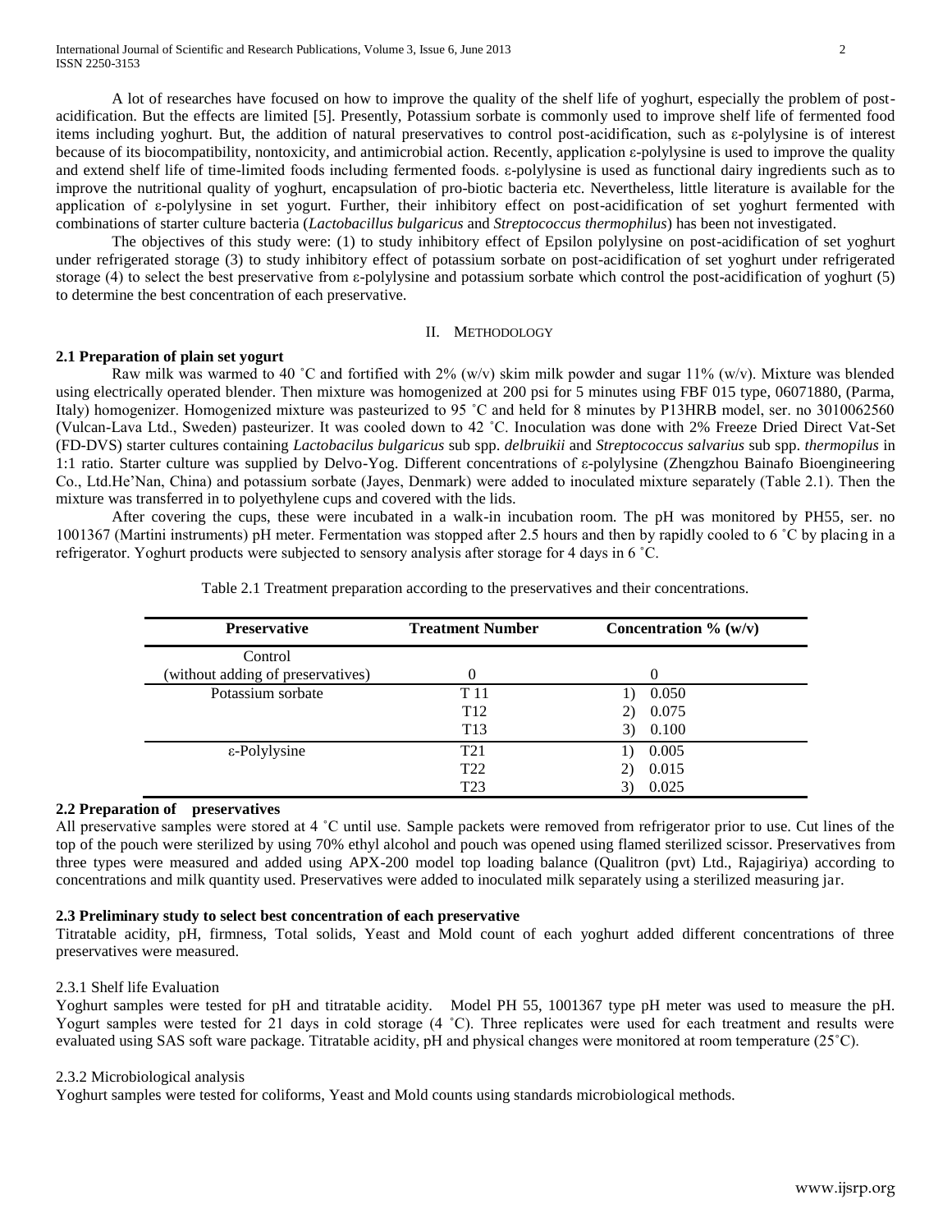A lot of researches have focused on how to improve the quality of the shelf life of yoghurt, especially the problem of post-acidification. But the effects are limited [5]. Presently, Potassium sorbate is commonly used to improve shelf life of fermented food items including yoghurt. But, the addition of natural preservatives to control post-acidification, such as ε-polylysine is of interest because of its biocompatibility, nontoxicity, and antimicrobial action. Recently, application ε-polylysine is used to improve the quality and extend shelf life of time-limited foods including fermented foods. ε-polylysine is used as functional dairy ingredients such as to improve the nutritional quality of yoghurt, encapsulation of pro-biotic bacteria etc. Nevertheless, little literature is available for the application of ε-polylysine in set yogurt. Further, their inhibitory effect on post-acidification of set yoghurt fermented with combinations of starter culture bacteria (*Lactobacillus bulgaricus* and *Streptococcus thermophilus*) has been not investigated.

The objectives of this study were: (1) to study inhibitory effect of Epsilon polylysine on post-acidification of set yoghurt under refrigerated storage (3) to study inhibitory effect of potassium sorbate on post-acidification of set yoghurt under refrigerated storage (4) to select the best preservative from ε-polylysine and potassium sorbate which control the post-acidification of yoghurt (5) to determine the best concentration of each preservative.

## II. Methodology

### 2.1 Preparation of plain set yogurt

Raw milk was warmed to 40 ˚C and fortified with 2% (w/v) skim milk powder and sugar 11% (w/v). Mixture was blended using electrically operated blender. Then mixture was homogenized at 200 psi for 5 minutes using FBF 015 type, 06071880, (Parma, Italy) homogenizer. Homogenized mixture was pasteurized to 95 ˚C and held for 8 minutes by P13HRB model, ser. no 3010062560 (Vulcan-Lava Ltd., Sweden) pasteurizer. It was cooled down to 42 ˚C. Inoculation was done with 2% Freeze Dried Direct Vat-Set (FD-DVS) starter cultures containing *Lactobacilus bulgaricus* sub spp. *delbruikii* and *Streptococcus salvarius* sub spp. *thermopilus* in 1:1 ratio. Starter culture was supplied by Delvo-Yog. Different concentrations of ε-polylysine (Zhengzhou Bainafo Bioengineering Co., Ltd.He'Nan, China) and potassium sorbate (Jayes, Denmark) were added to inoculated mixture separately (Table 2.1). Then the mixture was transferred in to polyethylene cups and covered with the lids.

After covering the cups, these were incubated in a walk-in incubation room. The pH was monitored by PH55, ser. no 1001367 (Martini instruments) pH meter. Fermentation was stopped after 2.5 hours and then by rapidly cooled to 6 ˚C by placing in a refrigerator. Yoghurt products were subjected to sensory analysis after storage for 4 days in 6 ˚C.

Table 2.1 Treatment preparation according to the preservatives and their concentrations.

| Preservative | Treatment Number | Concentration % (w/v) |
|---|---|---|
| Control (without adding of preservatives) | 0 | 0 |
| Potassium sorbate | T 11 | 1) 0.050 |
| | T12 | 2) 0.075 |
| | T13 | 3) 0.100 |
| ε-Polylysine | T21 | 1) 0.005 |
| | T22 | 2) 0.015 |
| | T23 | 3) 0.025 |

### 2.2 Preparation of preservatives

All preservative samples were stored at 4 ˚C until use. Sample packets were removed from refrigerator prior to use. Cut lines of the top of the pouch were sterilized by using 70% ethyl alcohol and pouch was opened using flamed sterilized scissor. Preservatives from three types were measured and added using APX-200 model top loading balance (Qualitron (pvt) Ltd., Rajagiriya) according to concentrations and milk quantity used. Preservatives were added to inoculated milk separately using a sterilized measuring jar.

### 2.3 Preliminary study to select best concentration of each preservative

Titratable acidity, pH, firmness, Total solids, Yeast and Mold count of each yoghurt added different concentrations of three preservatives were measured.

#### 2.3.1 Shelf life Evaluation

Yoghurt samples were tested for pH and titratable acidity. Model PH 55, 1001367 type pH meter was used to measure the pH. Yogurt samples were tested for 21 days in cold storage (4 ˚C). Three replicates were used for each treatment and results were evaluated using SAS soft ware package. Titratable acidity, pH and physical changes were monitored at room temperature (25˚C).

#### 2.3.2 Microbiological analysis

Yoghurt samples were tested for coliforms, Yeast and Mold counts using standards microbiological methods.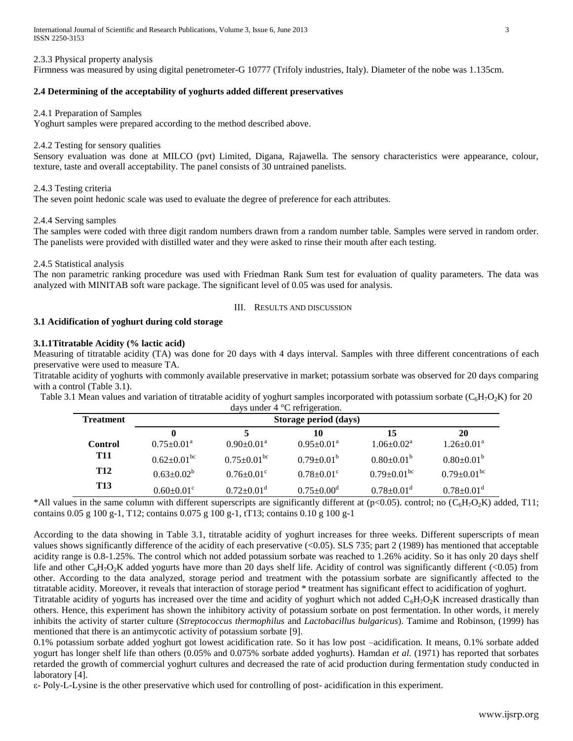2.3.3 Physical property analysis

Firmness was measured by using digital penetrometer-G 10777 (Trifoly industries, Italy). Diameter of the nobe was 1.135cm.

**2.4 Determining of the acceptability of yoghurts added different preservatives**

2.4.1 Preparation of Samples

Yoghurt samples were prepared according to the method described above.

2.4.2 Testing for sensory qualities

Sensory evaluation was done at MILCO (pvt) Limited, Digana, Rajawella. The sensory characteristics were appearance, colour, texture, taste and overall acceptability. The panel consists of 30 untrained panelists.

2.4.3 Testing criteria

The seven point hedonic scale was used to evaluate the degree of preference for each attributes.

2.4.4 Serving samples

The samples were coded with three digit random numbers drawn from a random number table. Samples were served in random order. The panelists were provided with distilled water and they were asked to rinse their mouth after each testing.

2.4.5 Statistical analysis

The non parametric ranking procedure was used with Friedman Rank Sum test for evaluation of quality parameters. The data was analyzed with MINITAB soft ware package. The significant level of 0.05 was used for analysis.

## III. Results and Discussion

**3.1 Acidification of yoghurt during cold storage**

**3.1.1Titratable Acidity (% lactic acid)**

Measuring of titratable acidity (TA) was done for 20 days with 4 days interval. Samples with three different concentrations of each preservative were used to measure TA.

Titratable acidity of yoghurts with commonly available preservative in market; potassium sorbate was observed for 20 days comparing with a control (Table 3.1).

Table 3.1 Mean values and variation of titratable acidity of yoghurt samples incorporated with potassium sorbate ($C_6H_7O_2K$) for 20 days under 4 °C refrigeration.

| Treatment | Storage period (days) | | | | |
|---|---|---|---|---|---|
| | **0** | **5** | **10** | **15** | **20** |
| **Control** | $0.75\pm0.01^{a}$ | $0.90\pm0.01^{a}$ | $0.95\pm0.01^{a}$ | $1.06\pm0.02^{a}$ | $1.26\pm0.01^{a}$ |
| **T11** | $0.62\pm0.01^{bc}$ | $0.75\pm0.01^{bc}$ | $0.79\pm0.01^{b}$ | $0.80\pm0.01^{b}$ | $0.80\pm0.01^{b}$ |
| **T12** | $0.63\pm0.02^{b}$ | $0.76\pm0.01^{c}$ | $0.78\pm0.01^{c}$ | $0.79\pm0.01^{bc}$ | $0.79\pm0.01^{bc}$ |
| **T13** | $0.60\pm0.01^{c}$ | $0.72\pm0.01^{d}$ | $0.75\pm0.00^{d}$ | $0.78\pm0.01^{d}$ | $0.78\pm0.01^{d}$ |

*All values in the same column with different superscripts are significantly different at ($p<0.05$). control; no ($C_6H_7O_2K$) added, T11; contains 0.05 g 100 g-1, T12; contains 0.075 g 100 g-1, tT13; contains 0.10 g 100 g-1

According to the data showing in Table 3.1, titratable acidity of yoghurt increases for three weeks. Different superscripts of mean values shows significantly difference of the acidity of each preservative (<0.05). SLS 735; part 2 (1989) has mentioned that acceptable acidity range is 0.8-1.25%. The control which not added potassium sorbate was reached to 1.26% acidity. So it has only 20 days shelf life and other $C_6H_7O_2K$ added yogurts have more than 20 days shelf life. Acidity of control was significantly different (<0.05) from other. According to the data analyzed, storage period and treatment with the potassium sorbate are significantly affected to the titratable acidity. Moreover, it reveals that interaction of storage period * treatment has significant effect to acidification of yoghurt.

Titratable acidity of yogurts has increased over the time and acidity of yoghurt which not added $C_6H_7O_2K$ increased drastically than others. Hence, this experiment has shown the inhibitory activity of potassium sorbate on post fermentation. In other words, it merely inhibits the activity of starter culture (*Streptococcus thermophilus* and *Lactobacillus bulgaricus*). Tamime and Robinson, (1999) has mentioned that there is an antimycotic activity of potassium sorbate [9].

0.1% potassium sorbate added yoghurt got lowest acidification rate. So it has low post –acidification. It means, 0.1% sorbate added yogurt has longer shelf life than others (0.05% and 0.075% sorbate added yoghurts). Hamdan *et al.* (1971) has reported that sorbates retarded the growth of commercial yoghurt cultures and decreased the rate of acid production during fermentation study conducted in laboratory [4].

ε- Poly-L-Lysine is the other preservative which used for controlling of post- acidification in this experiment.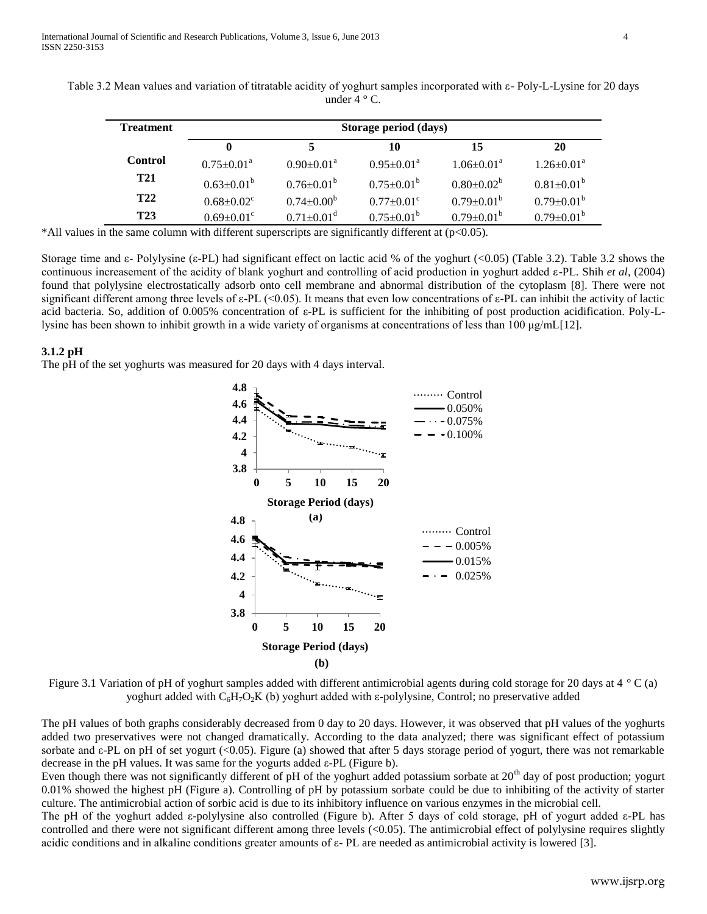Table 3.2 Mean values and variation of titratable acidity of yoghurt samples incorporated with ε- Poly-L-Lysine for 20 days under 4 ° C.

| Treatment | Storage period (days) | | | | |
|---|---|---|---|---|---|
| | 0 | 5 | 10 | 15 | 20 |
| Control | $0.75\pm0.01^a$ | $0.90\pm0.01^a$ | $0.95\pm0.01^a$ | $1.06\pm0.01^a$ | $1.26\pm0.01^a$ |
| T21 | $0.63\pm0.01^b$ | $0.76\pm0.01^b$ | $0.75\pm0.01^b$ | $0.80\pm0.02^b$ | $0.81\pm0.01^b$ |
| T22 | $0.68\pm0.02^c$ | $0.74\pm0.00^b$ | $0.77\pm0.01^c$ | $0.79\pm0.01^b$ | $0.79\pm0.01^b$ |
| T23 | $0.69\pm0.01^c$ | $0.71\pm0.01^d$ | $0.75\pm0.01^b$ | $0.79\pm0.01^b$ | $0.79\pm0.01^b$ |

*All values in the same column with different superscripts are significantly different at ($p<0.05$).

Storage time and ε- Polylysine (ε-PL) had significant effect on lactic acid % of the yoghurt (<0.05) (Table 3.2). Table 3.2 shows the continuous increasement of the acidity of blank yoghurt and controlling of acid production in yoghurt added ε-PL. Shih *et al*, (2004) found that polylysine electrostatically adsorb onto cell membrane and abnormal distribution of the cytoplasm [8]. There were not significant different among three levels of ε-PL (<0.05). It means that even low concentrations of ε-PL can inhibit the activity of lactic acid bacteria. So, addition of 0.005% concentration of ε-PL is sufficient for the inhibiting of post production acidification. Poly-L-lysine has been shown to inhibit growth in a wide variety of organisms at concentrations of less than 100 μg/mL[12].

### 3.1.2 pH

The pH of the set yoghurts was measured for 20 days with 4 days interval.

Figure 3.1 Variation of pH of yoghurt samples added with different antimicrobial agents during cold storage for 20 days at 4 ° C (a) yoghurt added with $C_6H_7O_2K$ (b) yoghurt added with ε-polylysine, Control; no preservative added

The pH values of both graphs considerably decreased from 0 day to 20 days. However, it was observed that pH values of the yoghurts added two preservatives were not changed dramatically. According to the data analyzed; there was significant effect of potassium sorbate and ε-PL on pH of set yogurt (<0.05). Figure (a) showed that after 5 days storage period of yogurt, there was not remarkable decrease in the pH values. It was same for the yogurts added ε-PL (Figure b).

Even though there was not significantly different of pH of the yoghurt added potassium sorbate at 20th day of post production; yogurt 0.01% showed the highest pH (Figure a). Controlling of pH by potassium sorbate could be due to inhibiting of the activity of starter culture. The antimicrobial action of sorbic acid is due to its inhibitory influence on various enzymes in the microbial cell.

The pH of the yoghurt added ε-polylysine also controlled (Figure b). After 5 days of cold storage, pH of yogurt added ε-PL has controlled and there were not significant different among three levels (<0.05). The antimicrobial effect of polylysine requires slightly acidic conditions and in alkaline conditions greater amounts of ε- PL are needed as antimicrobial activity is lowered [3].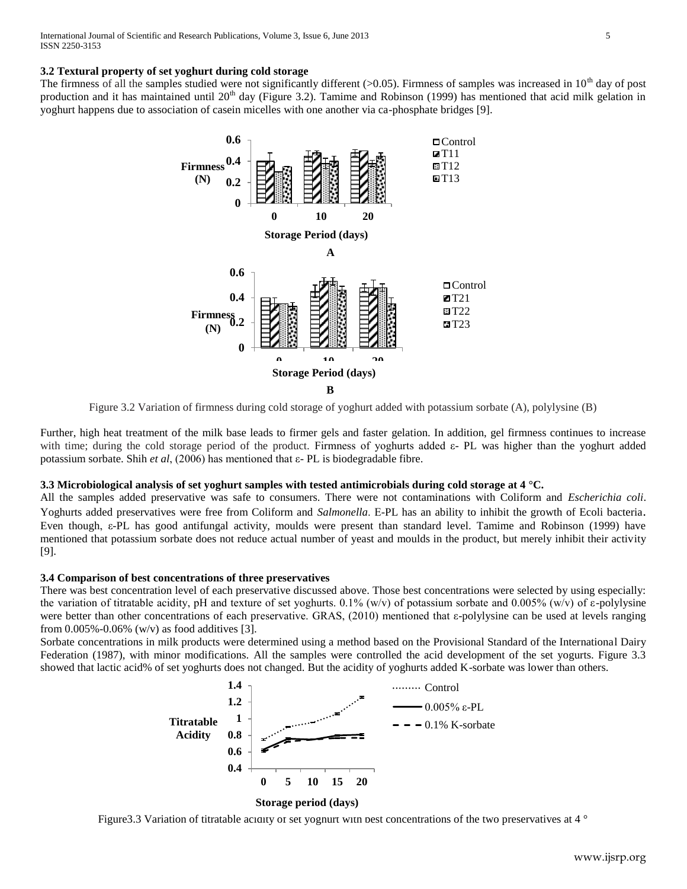### 3.2 Textural property of set yoghurt during cold storage

The firmness of all the samples studied were not significantly different (>0.05). Firmness of samples was increased in 10th day of post production and it has maintained until 20th day (Figure 3.2). Tamime and Robinson (1999) has mentioned that acid milk gelation in yoghurt happens due to association of casein micelles with one another via ca-phosphate bridges [9].

Figure 3.2 Variation of firmness during cold storage of yoghurt added with potassium sorbate (A), polylysine (B)

Further, high heat treatment of the milk base leads to firmer gels and faster gelation. In addition, gel firmness continues to increase with time; during the cold storage period of the product. Firmness of yoghurts added ε- PL was higher than the yoghurt added potassium sorbate. Shih *et al*, (2006) has mentioned that ε- PL is biodegradable fibre.

### 3.3 Microbiological analysis of set yoghurt samples with tested antimicrobials during cold storage at 4 °C.

All the samples added preservative was safe to consumers. There were not contaminations with Coliform and *Escherichia coli*. Yoghurts added preservatives were free from Coliform and *Salmonella*. E-PL has an ability to inhibit the growth of Ecoli bacteria. Even though, ε-PL has good antifungal activity, moulds were present than standard level. Tamime and Robinson (1999) have mentioned that potassium sorbate does not reduce actual number of yeast and moulds in the product, but merely inhibit their activity [9].

### 3.4 Comparison of best concentrations of three preservatives

There was best concentration level of each preservative discussed above. Those best concentrations were selected by using especially: the variation of titratable acidity, pH and texture of set yoghurts. 0.1% (w/v) of potassium sorbate and 0.005% (w/v) of ε-polylysine were better than other concentrations of each preservative. GRAS, (2010) mentioned that ε-polylysine can be used at levels ranging from 0.005%-0.06% (w/v) as food additives [3].

Sorbate concentrations in milk products were determined using a method based on the Provisional Standard of the International Dairy Federation (1987), with minor modifications. All the samples were controlled the acid development of the set yogurts. Figure 3.3 showed that lactic acid% of set yoghurts does not changed. But the acidity of yoghurts added K-sorbate was lower than others.

Figure3.3 Variation of titratable acidity of set yoghurt with best concentrations of the two preservatives at 4 °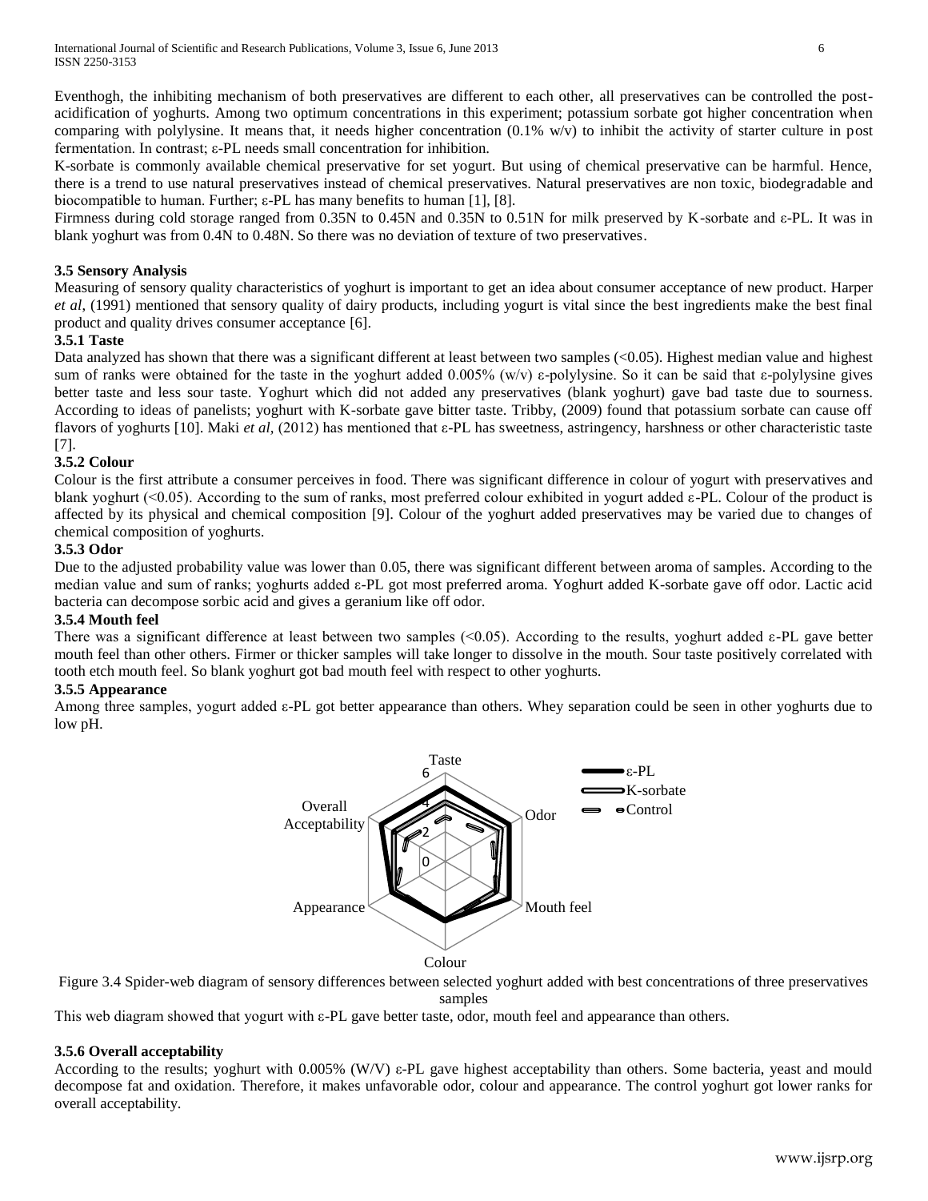Eventhogh, the inhibiting mechanism of both preservatives are different to each other, all preservatives can be controlled the post-acidification of yoghurts. Among two optimum concentrations in this experiment; potassium sorbate got higher concentration when comparing with polylysine. It means that, it needs higher concentration (0.1% w/v) to inhibit the activity of starter culture in post fermentation. In contrast; ε-PL needs small concentration for inhibition.

K-sorbate is commonly available chemical preservative for set yogurt. But using of chemical preservative can be harmful. Hence, there is a trend to use natural preservatives instead of chemical preservatives. Natural preservatives are non toxic, biodegradable and biocompatible to human. Further; ε-PL has many benefits to human [1], [8].

Firmness during cold storage ranged from 0.35N to 0.45N and 0.35N to 0.51N for milk preserved by K-sorbate and ε-PL. It was in blank yoghurt was from 0.4N to 0.48N. So there was no deviation of texture of two preservatives.

### 3.5 Sensory Analysis

Measuring of sensory quality characteristics of yoghurt is important to get an idea about consumer acceptance of new product. Harper *et al*, (1991) mentioned that sensory quality of dairy products, including yogurt is vital since the best ingredients make the best final product and quality drives consumer acceptance [6].

#### 3.5.1 Taste

Data analyzed has shown that there was a significant different at least between two samples (<0.05). Highest median value and highest sum of ranks were obtained for the taste in the yoghurt added 0.005% (w/v) ε-polylysine. So it can be said that ε-polylysine gives better taste and less sour taste. Yoghurt which did not added any preservatives (blank yoghurt) gave bad taste due to sourness. According to ideas of panelists; yoghurt with K-sorbate gave bitter taste. Tribby, (2009) found that potassium sorbate can cause off flavors of yoghurts [10]. Maki *et al*, (2012) has mentioned that ε-PL has sweetness, astringency, harshness or other characteristic taste [7].

#### 3.5.2 Colour

Colour is the first attribute a consumer perceives in food. There was significant difference in colour of yogurt with preservatives and blank yoghurt (<0.05). According to the sum of ranks, most preferred colour exhibited in yogurt added ε-PL. Colour of the product is affected by its physical and chemical composition [9]. Colour of the yoghurt added preservatives may be varied due to changes of chemical composition of yoghurts.

#### 3.5.3 Odor

Due to the adjusted probability value was lower than 0.05, there was significant different between aroma of samples. According to the median value and sum of ranks; yoghurts added ε-PL got most preferred aroma. Yoghurt added K-sorbate gave off odor. Lactic acid bacteria can decompose sorbic acid and gives a geranium like off odor.

#### 3.5.4 Mouth feel

There was a significant difference at least between two samples (<0.05). According to the results, yoghurt added ε-PL gave better mouth feel than other others. Firmer or thicker samples will take longer to dissolve in the mouth. Sour taste positively correlated with tooth etch mouth feel. So blank yoghurt got bad mouth feel with respect to other yoghurts.

#### 3.5.5 Appearance

Among three samples, yogurt added ε-PL got better appearance than others. Whey separation could be seen in other yoghurts due to low pH.

Figure 3.4 Spider-web diagram of sensory differences between selected yoghurt added with best concentrations of three preservatives samples

This web diagram showed that yogurt with ε-PL gave better taste, odor, mouth feel and appearance than others.

#### 3.5.6 Overall acceptability

According to the results; yoghurt with 0.005% (W/V) ε-PL gave highest acceptability than others. Some bacteria, yeast and mould decompose fat and oxidation. Therefore, it makes unfavorable odor, colour and appearance. The control yoghurt got lower ranks for overall acceptability.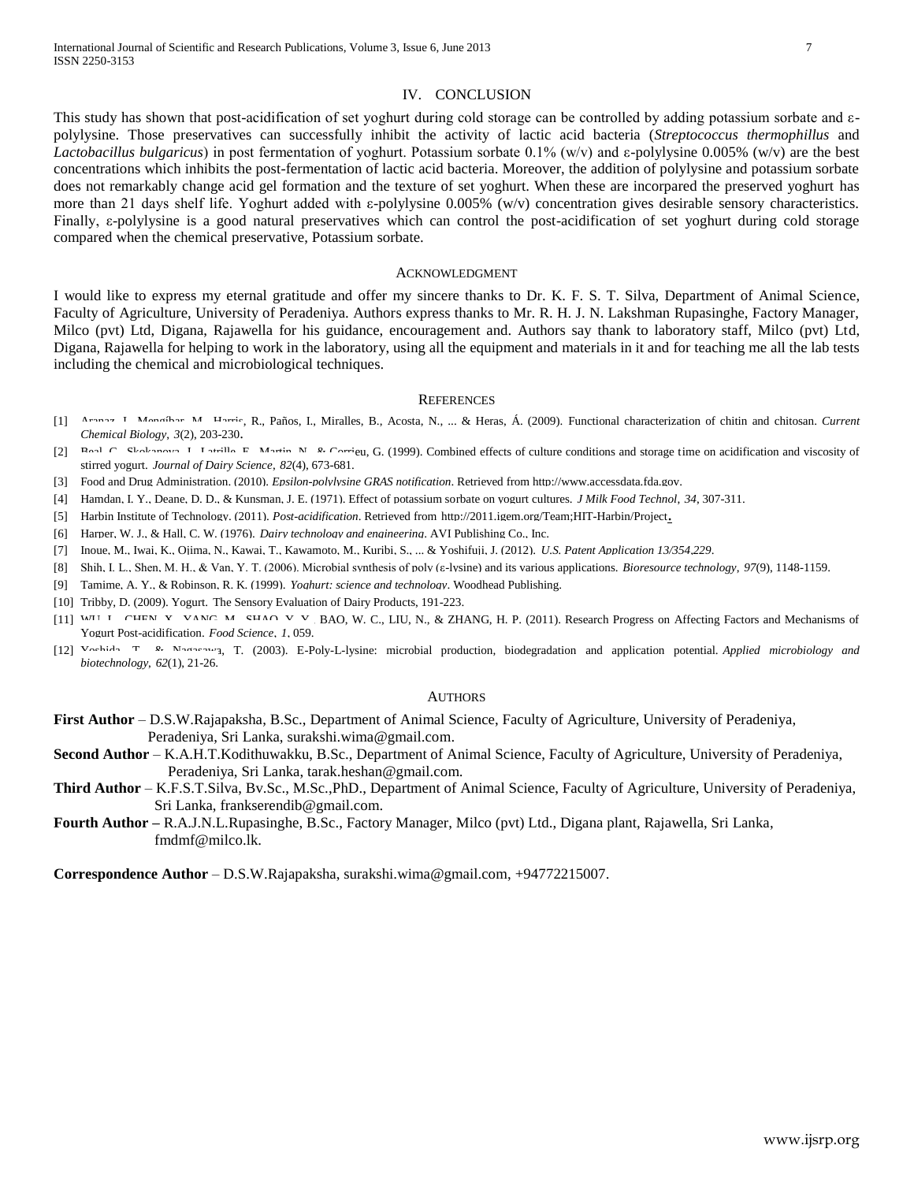## IV. CONCLUSION

This study has shown that post-acidification of set yoghurt during cold storage can be controlled by adding potassium sorbate and ε-polylysine. Those preservatives can successfully inhibit the activity of lactic acid bacteria (*Streptococcus thermophillus* and *Lactobacillus bulgaricus*) in post fermentation of yoghurt. Potassium sorbate 0.1% (w/v) and ε-polylysine 0.005% (w/v) are the best concentrations which inhibits the post-fermentation of lactic acid bacteria. Moreover, the addition of polylysine and potassium sorbate does not remarkably change acid gel formation and the texture of set yoghurt. When these are incorpared the preserved yoghurt has more than 21 days shelf life. Yoghurt added with ε-polylysine 0.005% (w/v) concentration gives desirable sensory characteristics. Finally, ε-polylysine is a good natural preservatives which can control the post-acidification of set yoghurt during cold storage compared when the chemical preservative, Potassium sorbate.

## ACKNOWLEDGMENT

I would like to express my eternal gratitude and offer my sincere thanks to Dr. K. F. S. T. Silva, Department of Animal Science, Faculty of Agriculture, University of Peradeniya. Authors express thanks to Mr. R. H. J. N. Lakshman Rupasinghe, Factory Manager, Milco (pvt) Ltd, Digana, Rajawella for his guidance, encouragement and. Authors say thank to laboratory staff, Milco (pvt) Ltd, Digana, Rajawella for helping to work in the laboratory, using all the equipment and materials in it and for teaching me all the lab tests including the chemical and microbiological techniques.

## REFERENCES

[1] Aranaz, I., Mengíbar, M., Harris, R., Paños, I., Miralles, B., Acosta, N., ... & Heras, Á. (2009). Functional characterization of chitin and chitosan. *Current Chemical Biology*, *3*(2), 203-230.

[2] Beal, C., Skokanova, J., Latrille, E., Martin, N., & Corrieu, G. (1999). Combined effects of culture conditions and storage time on acidification and viscosity of stirred yogurt. *Journal of Dairy Science*, *82*(4), 673-681.

[3] Food and Drug Administration. (2010). *Epsilon-polylysine GRAS notification*. Retrieved from http://www.accessdata.fda.gov.

[4] Hamdan, I. Y., Deane, D. D., & Kunsman, J. E. (1971). Effect of potassium sorbate on yogurt cultures. *J Milk Food Technol*, *34*, 307-311.

[5] Harbin Institute of Technology. (2011). *Post-acidification*. Retrieved from http://2011.igem.org/Team;HIT-Harbin/Project.

[6] Harper, W. J., & Hall, C. W. (1976). *Dairy technology and engineering*. AVI Publishing Co., Inc.

[7] Inoue, M., Iwai, K., Ojima, N., Kawai, T., Kawamoto, M., Kuribi, S., ... & Yoshifuji, J. (2012). *U.S. Patent Application 13/354,229*.

[8] Shih, I. L., Shen, M. H., & Van, Y. T. (2006). Microbial synthesis of poly (ε-lysine) and its various applications. *Bioresource technology*, *97*(9), 1148-1159.

[9] Tamime, A. Y., & Robinson, R. K. (1999). *Yoghurt: science and technology*. Woodhead Publishing.

[10] Tribby, D. (2009). Yogurt. The Sensory Evaluation of Dairy Products, 191-223.

[11] WU, L., CHEN, X., YANG, M., SHAO, Y. Y., BAO, W. C., LIU, N., & ZHANG, H. P. (2011). Research Progress on Affecting Factors and Mechanisms of Yogurt Post-acidification. *Food Science*, *1*, 059.

[12] Yoshida, T., & Nagasawa, T. (2003). E-Poly-L-lysine: microbial production, biodegradation and application potential. *Applied microbiology and biotechnology*, *62*(1), 21-26.

## AUTHORS

**First Author** – D.S.W.Rajapaksha, B.Sc., Department of Animal Science, Faculty of Agriculture, University of Peradeniya, Peradeniya, Sri Lanka, surakshi.wima@gmail.com.

**Second Author** – K.A.H.T.Kodithuwakku, B.Sc., Department of Animal Science, Faculty of Agriculture, University of Peradeniya, Peradeniya, Sri Lanka, tarak.heshan@gmail.com.

**Third Author** – K.F.S.T.Silva, Bv.Sc., M.Sc.,PhD., Department of Animal Science, Faculty of Agriculture, University of Peradeniya, Sri Lanka, frankserendib@gmail.com.

**Fourth Author –** R.A.J.N.L.Rupasinghe, B.Sc., Factory Manager, Milco (pvt) Ltd., Digana plant, Rajawella, Sri Lanka, fmdmf@milco.lk.

**Correspondence Author** – D.S.W.Rajapaksha, surakshi.wima@gmail.com, +94772215007.